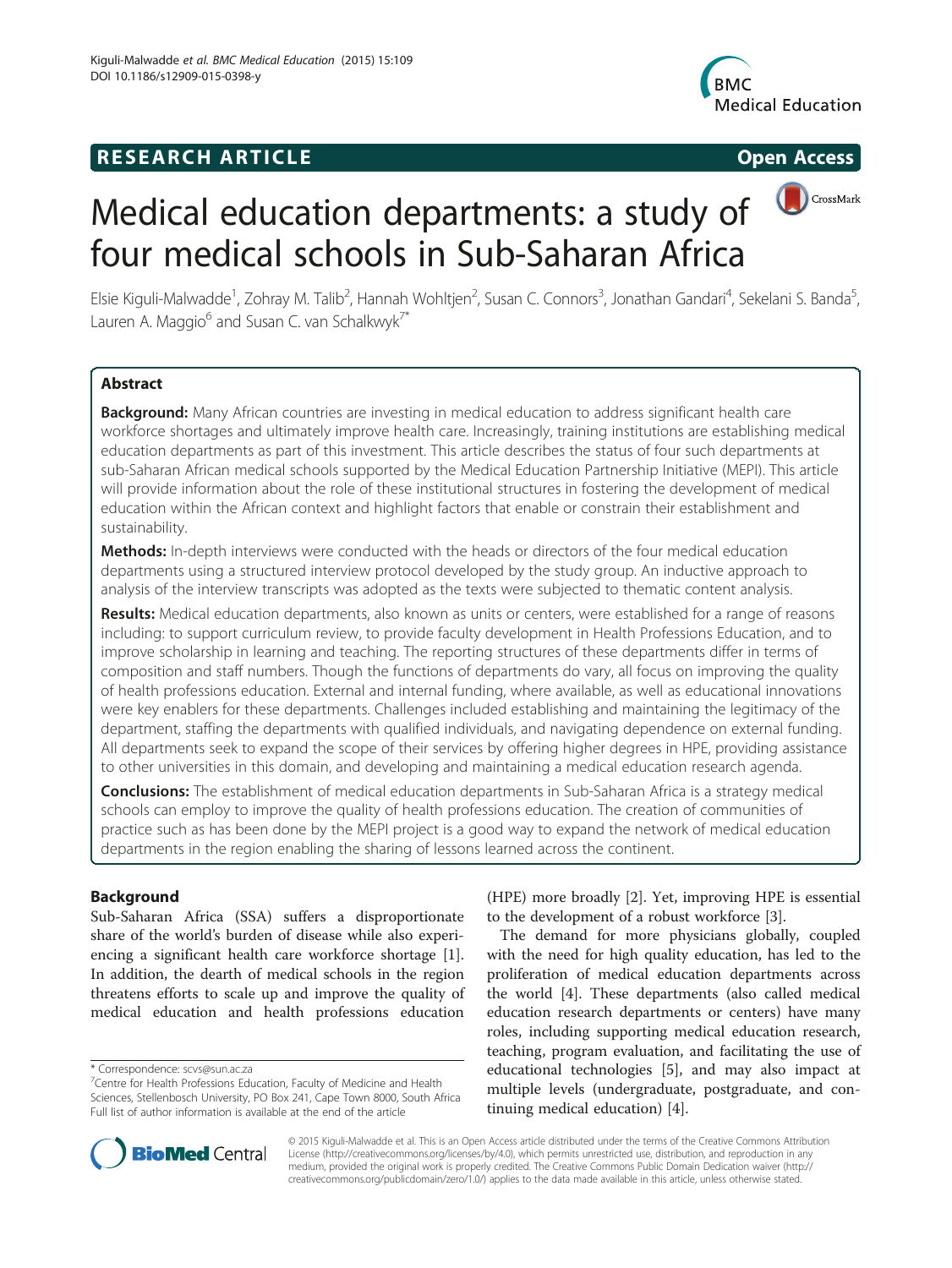RESEARCH ARTICLE

Open Access

# Medical education departments: a study of four medical schools in Sub-Saharan Africa

Elsie Kiguli-Malwadde[1], Zohray M. Talib[2], Hannah Wohltjen[2], Susan C. Connors[3], Jonathan Gandari[4], Sekelani S. Banda[5], Lauren A. Maggio[6] and Susan C. van Schalkwyk[7*]

## Abstract

**Background:** Many African countries are investing in medical education to address significant health care workforce shortages and ultimately improve health care. Increasingly, training institutions are establishing medical education departments as part of this investment. This article describes the status of four such departments at sub-Saharan African medical schools supported by the Medical Education Partnership Initiative (MEPI). This article will provide information about the role of these institutional structures in fostering the development of medical education within the African context and highlight factors that enable or constrain their establishment and sustainability.

**Methods:** In-depth interviews were conducted with the heads or directors of the four medical education departments using a structured interview protocol developed by the study group. An inductive approach to analysis of the interview transcripts was adopted as the texts were subjected to thematic content analysis.

**Results:** Medical education departments, also known as units or centers, were established for a range of reasons including: to support curriculum review, to provide faculty development in Health Professions Education, and to improve scholarship in learning and teaching. The reporting structures of these departments differ in terms of composition and staff numbers. Though the functions of departments do vary, all focus on improving the quality of health professions education. External and internal funding, where available, as well as educational innovations were key enablers for these departments. Challenges included establishing and maintaining the legitimacy of the department, staffing the departments with qualified individuals, and navigating dependence on external funding. All departments seek to expand the scope of their services by offering higher degrees in HPE, providing assistance to other universities in this domain, and developing and maintaining a medical education research agenda.

**Conclusions:** The establishment of medical education departments in Sub-Saharan Africa is a strategy medical schools can employ to improve the quality of health professions education. The creation of communities of practice such as has been done by the MEPI project is a good way to expand the network of medical education departments in the region enabling the sharing of lessons learned across the continent.

## Background

Sub-Saharan Africa (SSA) suffers a disproportionate share of the world's burden of disease while also experiencing a significant health care workforce shortage [1]. In addition, the dearth of medical schools in the region threatens efforts to scale up and improve the quality of medical education and health professions education (HPE) more broadly [2]. Yet, improving HPE is essential to the development of a robust workforce [3].

The demand for more physicians globally, coupled with the need for high quality education, has led to the proliferation of medical education departments across the world [4]. These departments (also called medical education research departments or centers) have many roles, including supporting medical education research, teaching, program evaluation, and facilitating the use of educational technologies [5], and may also impact at multiple levels (undergraduate, postgraduate, and continuing medical education) [4].

\* Correspondence: scvs@sun.ac.za

[7]Centre for Health Professions Education, Faculty of Medicine and Health Sciences, Stellenbosch University, PO Box 241, Cape Town 8000, South Africa

Full list of author information is available at the end of the article

© 2015 Kiguli-Malwadde et al. This is an Open Access article distributed under the terms of the Creative Commons Attribution License (http://creativecommons.org/licenses/by/4.0), which permits unrestricted use, distribution, and reproduction in any medium, provided the original work is properly credited. The Creative Commons Public Domain Dedication waiver (http://creativecommons.org/publicdomain/zero/1.0/) applies to the data made available in this article, unless otherwise stated.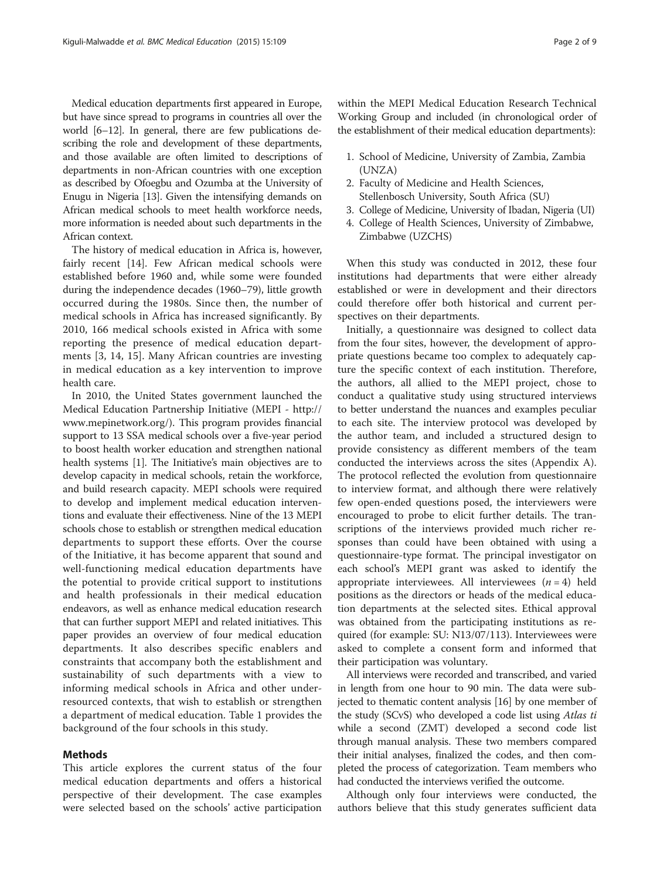Medical education departments first appeared in Europe, but have since spread to programs in countries all over the world [6–12]. In general, there are few publications describing the role and development of these departments, and those available are often limited to descriptions of departments in non-African countries with one exception as described by Ofoegbu and Ozumba at the University of Enugu in Nigeria [13]. Given the intensifying demands on African medical schools to meet health workforce needs, more information is needed about such departments in the African context.

The history of medical education in Africa is, however, fairly recent [14]. Few African medical schools were established before 1960 and, while some were founded during the independence decades (1960–79), little growth occurred during the 1980s. Since then, the number of medical schools in Africa has increased significantly. By 2010, 166 medical schools existed in Africa with some reporting the presence of medical education departments [3, 14, 15]. Many African countries are investing in medical education as a key intervention to improve health care.

In 2010, the United States government launched the Medical Education Partnership Initiative (MEPI - http://www.mepinetwork.org/). This program provides financial support to 13 SSA medical schools over a five-year period to boost health worker education and strengthen national health systems [1]. The Initiative's main objectives are to develop capacity in medical schools, retain the workforce, and build research capacity. MEPI schools were required to develop and implement medical education interventions and evaluate their effectiveness. Nine of the 13 MEPI schools chose to establish or strengthen medical education departments to support these efforts. Over the course of the Initiative, it has become apparent that sound and well-functioning medical education departments have the potential to provide critical support to institutions and health professionals in their medical education endeavors, as well as enhance medical education research that can further support MEPI and related initiatives. This paper provides an overview of four medical education departments. It also describes specific enablers and constraints that accompany both the establishment and sustainability of such departments with a view to informing medical schools in Africa and other under-resourced contexts, that wish to establish or strengthen a department of medical education. Table 1 provides the background of the four schools in this study.

## Methods

This article explores the current status of the four medical education departments and offers a historical perspective of their development. The case examples were selected based on the schools' active participation within the MEPI Medical Education Research Technical Working Group and included (in chronological order of the establishment of their medical education departments):

1. School of Medicine, University of Zambia, Zambia (UNZA)
2. Faculty of Medicine and Health Sciences, Stellenbosch University, South Africa (SU)
3. College of Medicine, University of Ibadan, Nigeria (UI)
4. College of Health Sciences, University of Zimbabwe, Zimbabwe (UZCHS)

When this study was conducted in 2012, these four institutions had departments that were either already established or were in development and their directors could therefore offer both historical and current perspectives on their departments.

Initially, a questionnaire was designed to collect data from the four sites, however, the development of appropriate questions became too complex to adequately capture the specific context of each institution. Therefore, the authors, all allied to the MEPI project, chose to conduct a qualitative study using structured interviews to better understand the nuances and examples peculiar to each site. The interview protocol was developed by the author team, and included a structured design to provide consistency as different members of the team conducted the interviews across the sites (Appendix A). The protocol reflected the evolution from questionnaire to interview format, and although there were relatively few open-ended questions posed, the interviewers were encouraged to probe to elicit further details. The transcriptions of the interviews provided much richer responses than could have been obtained with using a questionnaire-type format. The principal investigator on each school's MEPI grant was asked to identify the appropriate interviewees. All interviewees ($n = 4$) held positions as the directors or heads of the medical education departments at the selected sites. Ethical approval was obtained from the participating institutions as required (for example: SU: N13/07/113). Interviewees were asked to complete a consent form and informed that their participation was voluntary.

All interviews were recorded and transcribed, and varied in length from one hour to 90 min. The data were subjected to thematic content analysis [16] by one member of the study (SCvS) who developed a code list using *Atlas ti* while a second (ZMT) developed a second code list through manual analysis. These two members compared their initial analyses, finalized the codes, and then completed the process of categorization. Team members who had conducted the interviews verified the outcome.

Although only four interviews were conducted, the authors believe that this study generates sufficient data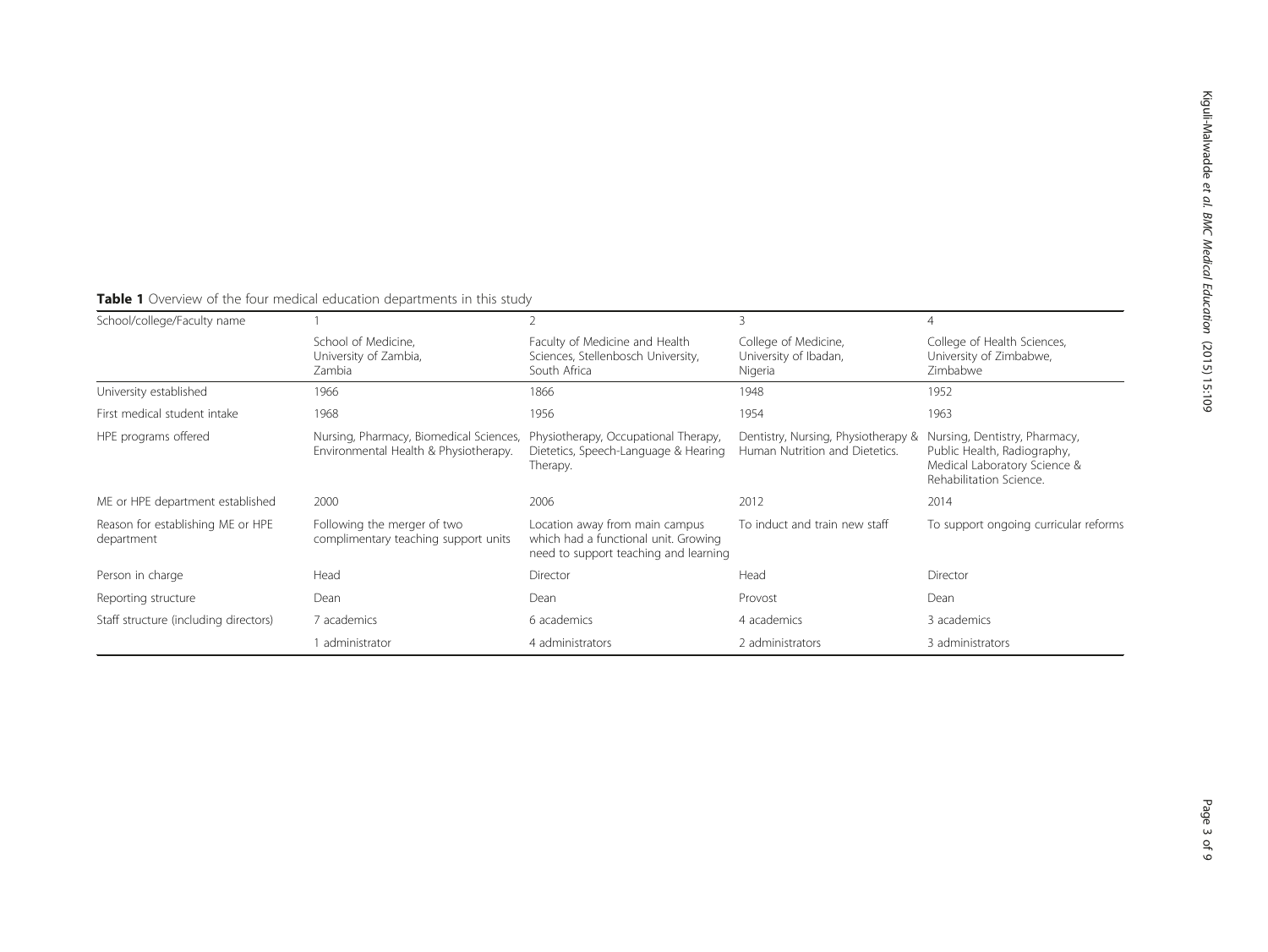**Table 1** Overview of the four medical education departments in this study

| School/college/Faculty name | 1 | 2 | 3 | 4 |
|---|---|---|---|---|
| | School of Medicine, University of Zambia, Zambia | Faculty of Medicine and Health Sciences, Stellenbosch University, South Africa | College of Medicine, University of Ibadan, Nigeria | College of Health Sciences, University of Zimbabwe, Zimbabwe |
| University established | 1966 | 1866 | 1948 | 1952 |
| First medical student intake | 1968 | 1956 | 1954 | 1963 |
| HPE programs offered | Nursing, Pharmacy, Biomedical Sciences, Environmental Health & Physiotherapy. | Physiotherapy, Occupational Therapy, Dietetics, Speech-Language & Hearing Therapy. | Dentistry, Nursing, Physiotherapy & Human Nutrition and Dietetics. | Nursing, Dentistry, Pharmacy, Public Health, Radiography, Medical Laboratory Science & Rehabilitation Science. |
| ME or HPE department established | 2000 | 2006 | 2012 | 2014 |
| Reason for establishing ME or HPE department | Following the merger of two complimentary teaching support units | Location away from main campus which had a functional unit. Growing need to support teaching and learning | To induct and train new staff | To support ongoing curricular reforms |
| Person in charge | Head | Director | Head | Director |
| Reporting structure | Dean | Dean | Provost | Dean |
| Staff structure (including directors) | 7 academics | 6 academics | 4 academics | 3 academics |
| | 1 administrator | 4 administrators | 2 administrators | 3 administrators |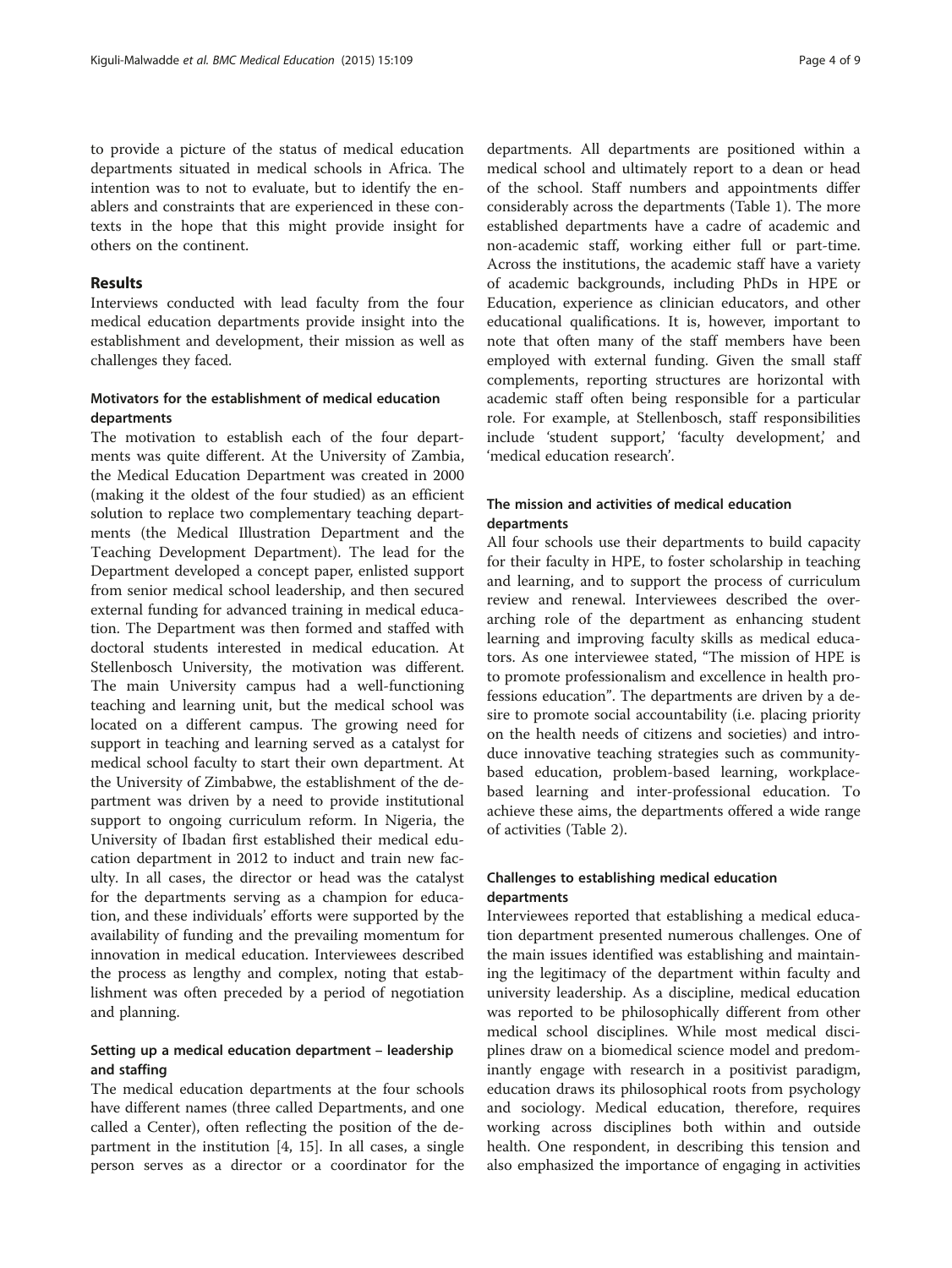to provide a picture of the status of medical education departments situated in medical schools in Africa. The intention was to not to evaluate, but to identify the enablers and constraints that are experienced in these contexts in the hope that this might provide insight for others on the continent.

## Results

Interviews conducted with lead faculty from the four medical education departments provide insight into the establishment and development, their mission as well as challenges they faced.

### Motivators for the establishment of medical education departments

The motivation to establish each of the four departments was quite different. At the University of Zambia, the Medical Education Department was created in 2000 (making it the oldest of the four studied) as an efficient solution to replace two complementary teaching departments (the Medical Illustration Department and the Teaching Development Department). The lead for the Department developed a concept paper, enlisted support from senior medical school leadership, and then secured external funding for advanced training in medical education. The Department was then formed and staffed with doctoral students interested in medical education. At Stellenbosch University, the motivation was different. The main University campus had a well-functioning teaching and learning unit, but the medical school was located on a different campus. The growing need for support in teaching and learning served as a catalyst for medical school faculty to start their own department. At the University of Zimbabwe, the establishment of the department was driven by a need to provide institutional support to ongoing curriculum reform. In Nigeria, the University of Ibadan first established their medical education department in 2012 to induct and train new faculty. In all cases, the director or head was the catalyst for the departments serving as a champion for education, and these individuals' efforts were supported by the availability of funding and the prevailing momentum for innovation in medical education. Interviewees described the process as lengthy and complex, noting that establishment was often preceded by a period of negotiation and planning.

### Setting up a medical education department – leadership and staffing

The medical education departments at the four schools have different names (three called Departments, and one called a Center), often reflecting the position of the department in the institution [4, 15]. In all cases, a single person serves as a director or a coordinator for the departments. All departments are positioned within a medical school and ultimately report to a dean or head of the school. Staff numbers and appointments differ considerably across the departments (Table 1). The more established departments have a cadre of academic and non-academic staff, working either full or part-time. Across the institutions, the academic staff have a variety of academic backgrounds, including PhDs in HPE or Education, experience as clinician educators, and other educational qualifications. It is, however, important to note that often many of the staff members have been employed with external funding. Given the small staff complements, reporting structures are horizontal with academic staff often being responsible for a particular role. For example, at Stellenbosch, staff responsibilities include 'student support,' 'faculty development,' and 'medical education research'.

### The mission and activities of medical education departments

All four schools use their departments to build capacity for their faculty in HPE, to foster scholarship in teaching and learning, and to support the process of curriculum review and renewal. Interviewees described the overarching role of the department as enhancing student learning and improving faculty skills as medical educators. As one interviewee stated, "The mission of HPE is to promote professionalism and excellence in health professions education". The departments are driven by a desire to promote social accountability (i.e. placing priority on the health needs of citizens and societies) and introduce innovative teaching strategies such as community-based education, problem-based learning, workplace-based learning and inter-professional education. To achieve these aims, the departments offered a wide range of activities (Table 2).

### Challenges to establishing medical education departments

Interviewees reported that establishing a medical education department presented numerous challenges. One of the main issues identified was establishing and maintaining the legitimacy of the department within faculty and university leadership. As a discipline, medical education was reported to be philosophically different from other medical school disciplines. While most medical disciplines draw on a biomedical science model and predominantly engage with research in a positivist paradigm, education draws its philosophical roots from psychology and sociology. Medical education, therefore, requires working across disciplines both within and outside health. One respondent, in describing this tension and also emphasized the importance of engaging in activities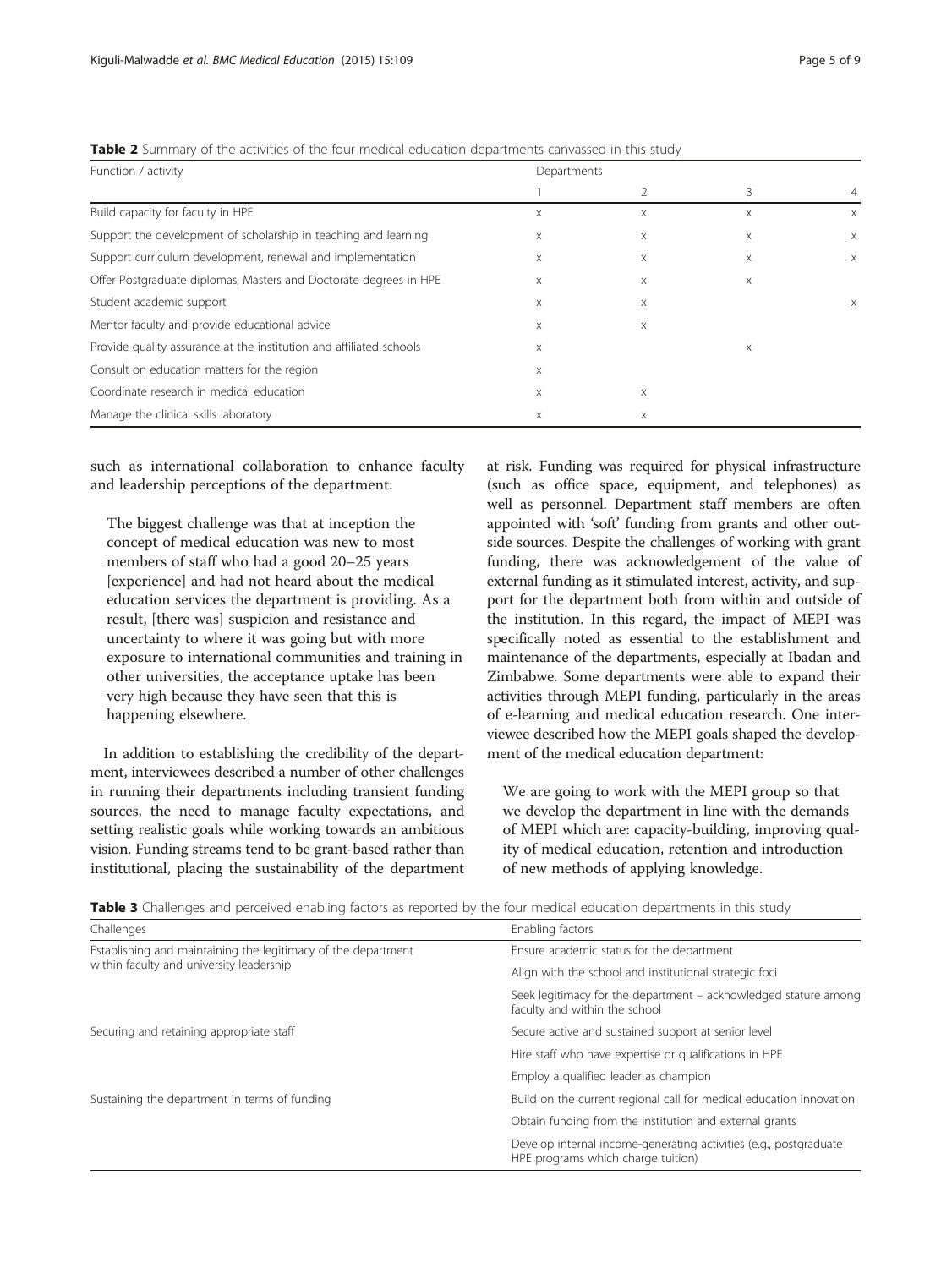**Table 2** Summary of the activities of the four medical education departments canvassed in this study

| Function / activity | Departments | | | |
|---|---|---|---|---|
| | 1 | 2 | 3 | 4 |
| Build capacity for faculty in HPE | x | x | x | x |
| Support the development of scholarship in teaching and learning | x | x | x | x |
| Support curriculum development, renewal and implementation | x | x | x | x |
| Offer Postgraduate diplomas, Masters and Doctorate degrees in HPE | x | x | x | |
| Student academic support | x | x | | x |
| Mentor faculty and provide educational advice | x | x | | |
| Provide quality assurance at the institution and affiliated schools | x | | x | |
| Consult on education matters for the region | x | | | |
| Coordinate research in medical education | x | x | | |
| Manage the clinical skills laboratory | x | x | | |

such as international collaboration to enhance faculty and leadership perceptions of the department:

> The biggest challenge was that at inception the concept of medical education was new to most members of staff who had a good 20–25 years [experience] and had not heard about the medical education services the department is providing. As a result, [there was] suspicion and resistance and uncertainty to where it was going but with more exposure to international communities and training in other universities, the acceptance uptake has been very high because they have seen that this is happening elsewhere.

In addition to establishing the credibility of the department, interviewees described a number of other challenges in running their departments including transient funding sources, the need to manage faculty expectations, and setting realistic goals while working towards an ambitious vision. Funding streams tend to be grant-based rather than institutional, placing the sustainability of the department at risk. Funding was required for physical infrastructure (such as office space, equipment, and telephones) as well as personnel. Department staff members are often appointed with 'soft' funding from grants and other outside sources. Despite the challenges of working with grant funding, there was acknowledgement of the value of external funding as it stimulated interest, activity, and support for the department both from within and outside of the institution. In this regard, the impact of MEPI was specifically noted as essential to the establishment and maintenance of the departments, especially at Ibadan and Zimbabwe. Some departments were able to expand their activities through MEPI funding, particularly in the areas of e-learning and medical education research. One interviewee described how the MEPI goals shaped the development of the medical education department:

> We are going to work with the MEPI group so that we develop the department in line with the demands of MEPI which are: capacity-building, improving quality of medical education, retention and introduction of new methods of applying knowledge.

**Table 3** Challenges and perceived enabling factors as reported by the four medical education departments in this study

| Challenges | Enabling factors |
|---|---|
| Establishing and maintaining the legitimacy of the department within faculty and university leadership | Ensure academic status for the department |
| | Align with the school and institutional strategic foci |
| | Seek legitimacy for the department – acknowledged stature among faculty and within the school |
| Securing and retaining appropriate staff | Secure active and sustained support at senior level |
| | Hire staff who have expertise or qualifications in HPE |
| | Employ a qualified leader as champion |
| Sustaining the department in terms of funding | Build on the current regional call for medical education innovation |
| | Obtain funding from the institution and external grants |
| | Develop internal income-generating activities (e.g., postgraduate HPE programs which charge tuition) |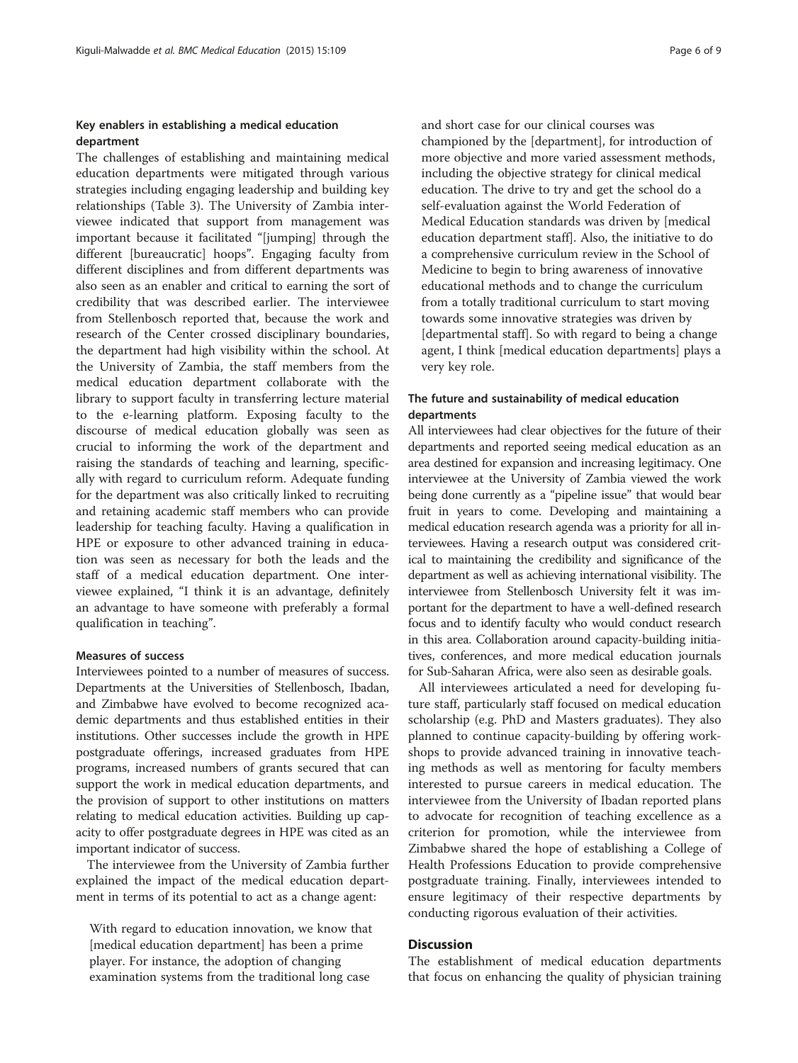### Key enablers in establishing a medical education department

The challenges of establishing and maintaining medical education departments were mitigated through various strategies including engaging leadership and building key relationships (Table 3). The University of Zambia interviewee indicated that support from management was important because it facilitated "[jumping] through the different [bureaucratic] hoops". Engaging faculty from different disciplines and from different departments was also seen as an enabler and critical to earning the sort of credibility that was described earlier. The interviewee from Stellenbosch reported that, because the work and research of the Center crossed disciplinary boundaries, the department had high visibility within the school. At the University of Zambia, the staff members from the medical education department collaborate with the library to support faculty in transferring lecture material to the e-learning platform. Exposing faculty to the discourse of medical education globally was seen as crucial to informing the work of the department and raising the standards of teaching and learning, specifically with regard to curriculum reform. Adequate funding for the department was also critically linked to recruiting and retaining academic staff members who can provide leadership for teaching faculty. Having a qualification in HPE or exposure to other advanced training in education was seen as necessary for both the leads and the staff of a medical education department. One interviewee explained, "I think it is an advantage, definitely an advantage to have someone with preferably a formal qualification in teaching".

### Measures of success

Interviewees pointed to a number of measures of success. Departments at the Universities of Stellenbosch, Ibadan, and Zimbabwe have evolved to become recognized academic departments and thus established entities in their institutions. Other successes include the growth in HPE postgraduate offerings, increased graduates from HPE programs, increased numbers of grants secured that can support the work in medical education departments, and the provision of support to other institutions on matters relating to medical education activities. Building up capacity to offer postgraduate degrees in HPE was cited as an important indicator of success.

The interviewee from the University of Zambia further explained the impact of the medical education department in terms of its potential to act as a change agent:

> With regard to education innovation, we know that [medical education department] has been a prime player. For instance, the adoption of changing examination systems from the traditional long case and short case for our clinical courses was championed by the [department], for introduction of more objective and more varied assessment methods, including the objective strategy for clinical medical education. The drive to try and get the school do a self-evaluation against the World Federation of Medical Education standards was driven by [medical education department staff]. Also, the initiative to do a comprehensive curriculum review in the School of Medicine to begin to bring awareness of innovative educational methods and to change the curriculum from a totally traditional curriculum to start moving towards some innovative strategies was driven by [departmental staff]. So with regard to being a change agent, I think [medical education departments] plays a very key role.

### The future and sustainability of medical education departments

All interviewees had clear objectives for the future of their departments and reported seeing medical education as an area destined for expansion and increasing legitimacy. One interviewee at the University of Zambia viewed the work being done currently as a "pipeline issue" that would bear fruit in years to come. Developing and maintaining a medical education research agenda was a priority for all interviewees. Having a research output was considered critical to maintaining the credibility and significance of the department as well as achieving international visibility. The interviewee from Stellenbosch University felt it was important for the department to have a well-defined research focus and to identify faculty who would conduct research in this area. Collaboration around capacity-building initiatives, conferences, and more medical education journals for Sub-Saharan Africa, were also seen as desirable goals.

All interviewees articulated a need for developing future staff, particularly staff focused on medical education scholarship (e.g. PhD and Masters graduates). They also planned to continue capacity-building by offering workshops to provide advanced training in innovative teaching methods as well as mentoring for faculty members interested to pursue careers in medical education. The interviewee from the University of Ibadan reported plans to advocate for recognition of teaching excellence as a criterion for promotion, while the interviewee from Zimbabwe shared the hope of establishing a College of Health Professions Education to provide comprehensive postgraduate training. Finally, interviewees intended to ensure legitimacy of their respective departments by conducting rigorous evaluation of their activities.

## Discussion

The establishment of medical education departments that focus on enhancing the quality of physician training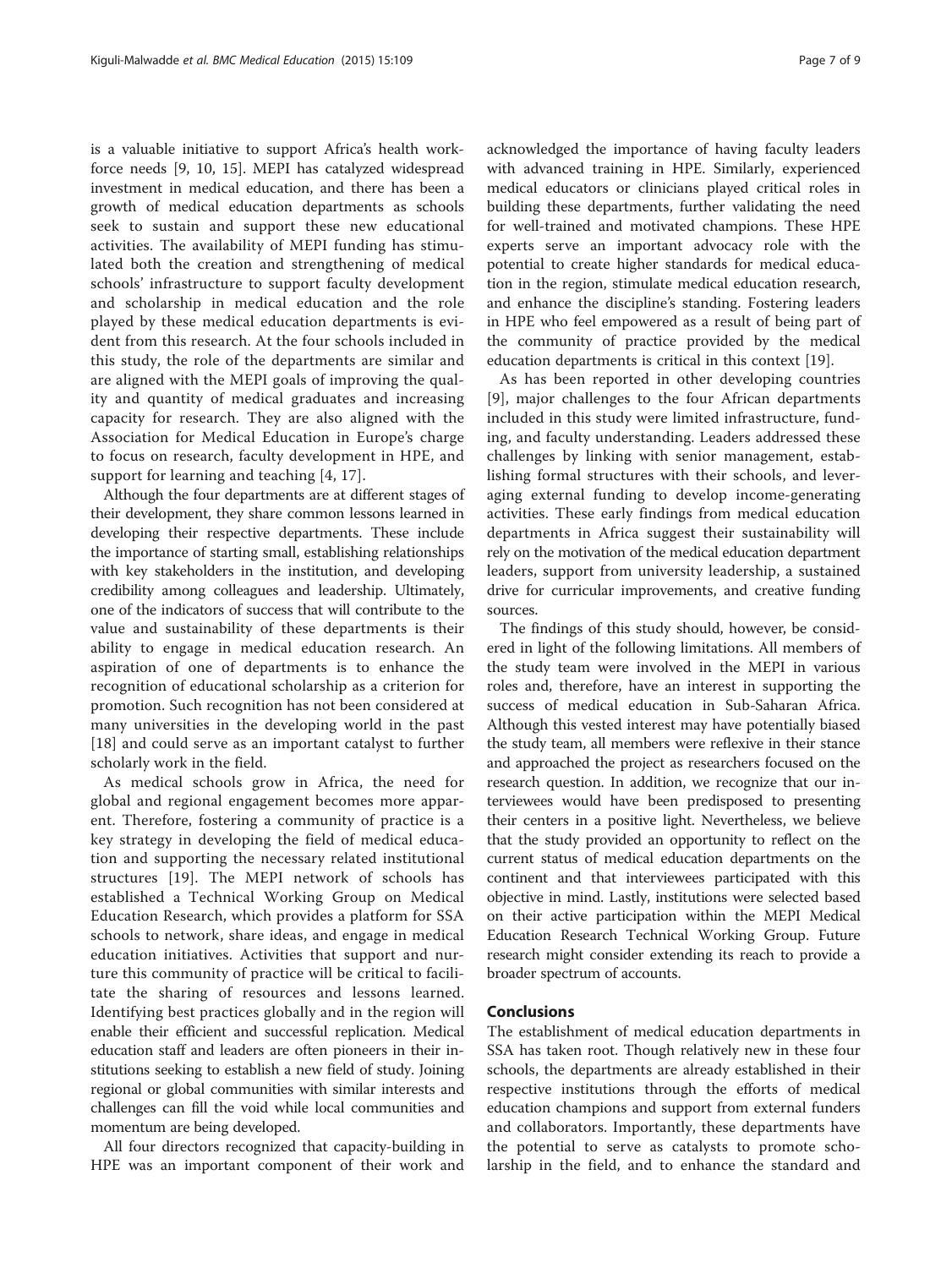is a valuable initiative to support Africa's health workforce needs [9, 10, 15]. MEPI has catalyzed widespread investment in medical education, and there has been a growth of medical education departments as schools seek to sustain and support these new educational activities. The availability of MEPI funding has stimulated both the creation and strengthening of medical schools' infrastructure to support faculty development and scholarship in medical education and the role played by these medical education departments is evident from this research. At the four schools included in this study, the role of the departments are similar and are aligned with the MEPI goals of improving the quality and quantity of medical graduates and increasing capacity for research. They are also aligned with the Association for Medical Education in Europe's charge to focus on research, faculty development in HPE, and support for learning and teaching [4, 17].

Although the four departments are at different stages of their development, they share common lessons learned in developing their respective departments. These include the importance of starting small, establishing relationships with key stakeholders in the institution, and developing credibility among colleagues and leadership. Ultimately, one of the indicators of success that will contribute to the value and sustainability of these departments is their ability to engage in medical education research. An aspiration of one of departments is to enhance the recognition of educational scholarship as a criterion for promotion. Such recognition has not been considered at many universities in the developing world in the past [18] and could serve as an important catalyst to further scholarly work in the field.

As medical schools grow in Africa, the need for global and regional engagement becomes more apparent. Therefore, fostering a community of practice is a key strategy in developing the field of medical education and supporting the necessary related institutional structures [19]. The MEPI network of schools has established a Technical Working Group on Medical Education Research, which provides a platform for SSA schools to network, share ideas, and engage in medical education initiatives. Activities that support and nurture this community of practice will be critical to facilitate the sharing of resources and lessons learned. Identifying best practices globally and in the region will enable their efficient and successful replication. Medical education staff and leaders are often pioneers in their institutions seeking to establish a new field of study. Joining regional or global communities with similar interests and challenges can fill the void while local communities and momentum are being developed.

All four directors recognized that capacity-building in HPE was an important component of their work and acknowledged the importance of having faculty leaders with advanced training in HPE. Similarly, experienced medical educators or clinicians played critical roles in building these departments, further validating the need for well-trained and motivated champions. These HPE experts serve an important advocacy role with the potential to create higher standards for medical education in the region, stimulate medical education research, and enhance the discipline's standing. Fostering leaders in HPE who feel empowered as a result of being part of the community of practice provided by the medical education departments is critical in this context [19].

As has been reported in other developing countries [9], major challenges to the four African departments included in this study were limited infrastructure, funding, and faculty understanding. Leaders addressed these challenges by linking with senior management, establishing formal structures with their schools, and leveraging external funding to develop income-generating activities. These early findings from medical education departments in Africa suggest their sustainability will rely on the motivation of the medical education department leaders, support from university leadership, a sustained drive for curricular improvements, and creative funding sources.

The findings of this study should, however, be considered in light of the following limitations. All members of the study team were involved in the MEPI in various roles and, therefore, have an interest in supporting the success of medical education in Sub-Saharan Africa. Although this vested interest may have potentially biased the study team, all members were reflexive in their stance and approached the project as researchers focused on the research question. In addition, we recognize that our interviewees would have been predisposed to presenting their centers in a positive light. Nevertheless, we believe that the study provided an opportunity to reflect on the current status of medical education departments on the continent and that interviewees participated with this objective in mind. Lastly, institutions were selected based on their active participation within the MEPI Medical Education Research Technical Working Group. Future research might consider extending its reach to provide a broader spectrum of accounts.

## Conclusions

The establishment of medical education departments in SSA has taken root. Though relatively new in these four schools, the departments are already established in their respective institutions through the efforts of medical education champions and support from external funders and collaborators. Importantly, these departments have the potential to serve as catalysts to promote scholarship in the field, and to enhance the standard and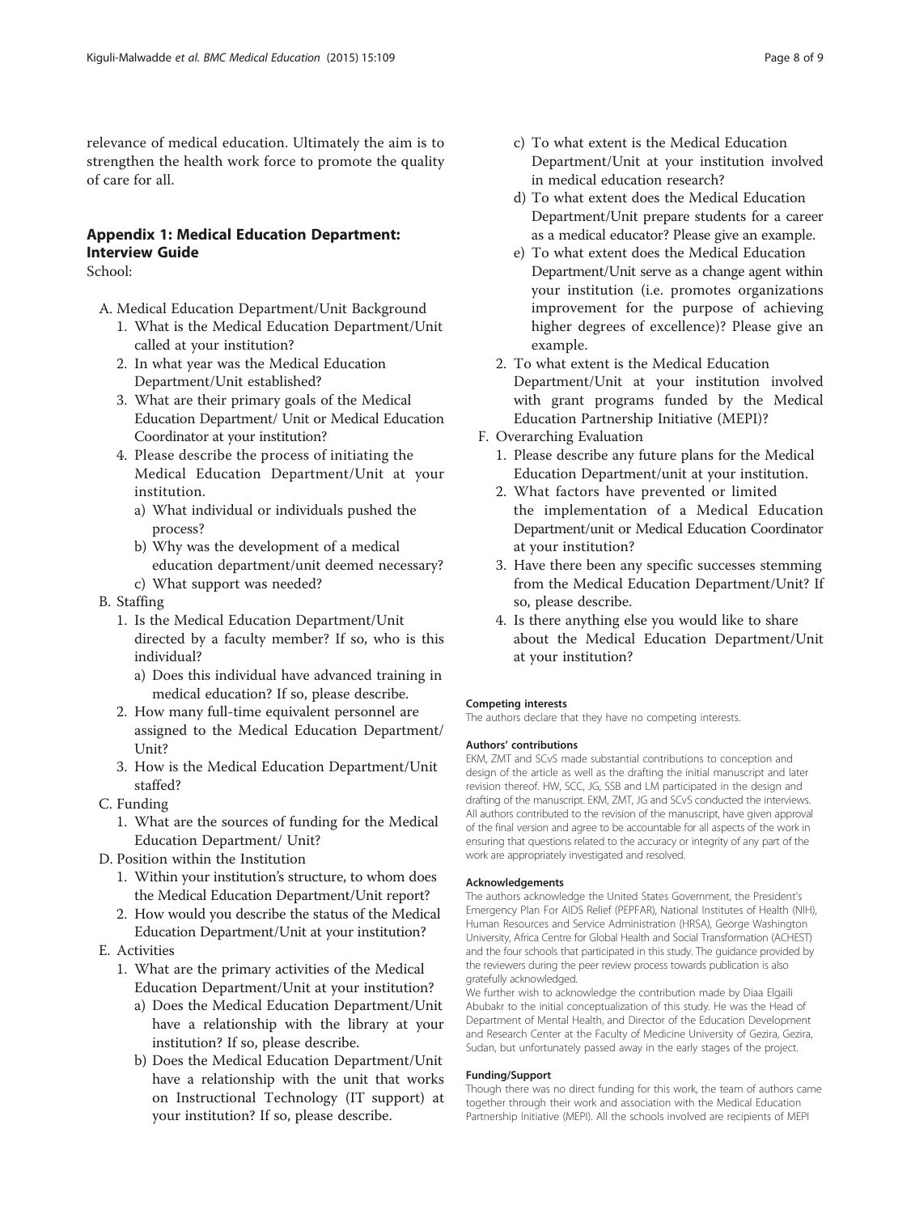relevance of medical education. Ultimately the aim is to strengthen the health work force to promote the quality of care for all.

## Appendix 1: Medical Education Department: Interview Guide

School:

A. Medical Education Department/Unit Background
   1. What is the Medical Education Department/Unit called at your institution?
   2. In what year was the Medical Education Department/Unit established?
   3. What are their primary goals of the Medical Education Department/ Unit or Medical Education Coordinator at your institution?
   4. Please describe the process of initiating the Medical Education Department/Unit at your institution.
      a) What individual or individuals pushed the process?
      b) Why was the development of a medical education department/unit deemed necessary?
      c) What support was needed?

B. Staffing
   1. Is the Medical Education Department/Unit directed by a faculty member? If so, who is this individual?
      a) Does this individual have advanced training in medical education? If so, please describe.
   2. How many full-time equivalent personnel are assigned to the Medical Education Department/ Unit?
   3. How is the Medical Education Department/Unit staffed?

C. Funding
   1. What are the sources of funding for the Medical Education Department/ Unit?

D. Position within the Institution
   1. Within your institution's structure, to whom does the Medical Education Department/Unit report?
   2. How would you describe the status of the Medical Education Department/Unit at your institution?

E. Activities
   1. What are the primary activities of the Medical Education Department/Unit at your institution?
      a) Does the Medical Education Department/Unit have a relationship with the library at your institution? If so, please describe.
      b) Does the Medical Education Department/Unit have a relationship with the unit that works on Instructional Technology (IT support) at your institution? If so, please describe.
      c) To what extent is the Medical Education Department/Unit at your institution involved in medical education research?
      d) To what extent does the Medical Education Department/Unit prepare students for a career as a medical educator? Please give an example.
      e) To what extent does the Medical Education Department/Unit serve as a change agent within your institution (i.e. promotes organizations improvement for the purpose of achieving higher degrees of excellence)? Please give an example.
   2. To what extent is the Medical Education Department/Unit at your institution involved with grant programs funded by the Medical Education Partnership Initiative (MEPI)?

F. Overarching Evaluation
   1. Please describe any future plans for the Medical Education Department/unit at your institution.
   2. What factors have prevented or limited the implementation of a Medical Education Department/unit or Medical Education Coordinator at your institution?
   3. Have there been any specific successes stemming from the Medical Education Department/Unit? If so, please describe.
   4. Is there anything else you would like to share about the Medical Education Department/Unit at your institution?

#### Competing interests
The authors declare that they have no competing interests.

#### Authors' contributions
EKM, ZMT and SCvS made substantial contributions to conception and design of the article as well as the drafting the initial manuscript and later revision thereof. HW, SCC, JG, SSB and LM participated in the design and drafting of the manuscript. EKM, ZMT, JG and SCvS conducted the interviews. All authors contributed to the revision of the manuscript, have given approval of the final version and agree to be accountable for all aspects of the work in ensuring that questions related to the accuracy or integrity of any part of the work are appropriately investigated and resolved.

#### Acknowledgements
The authors acknowledge the United States Government, the President's Emergency Plan For AIDS Relief (PEPFAR), National Institutes of Health (NIH), Human Resources and Service Administration (HRSA), George Washington University, Africa Centre for Global Health and Social Transformation (ACHEST) and the four schools that participated in this study. The guidance provided by the reviewers during the peer review process towards publication is also gratefully acknowledged.
We further wish to acknowledge the contribution made by Diaa Elgaili Abubakr to the initial conceptualization of this study. He was the Head of Department of Mental Health, and Director of the Education Development and Research Center at the Faculty of Medicine University of Gezira, Gezira, Sudan, but unfortunately passed away in the early stages of the project.

#### Funding/Support
Though there was no direct funding for this work, the team of authors came together through their work and association with the Medical Education Partnership Initiative (MEPI). All the schools involved are recipients of MEPI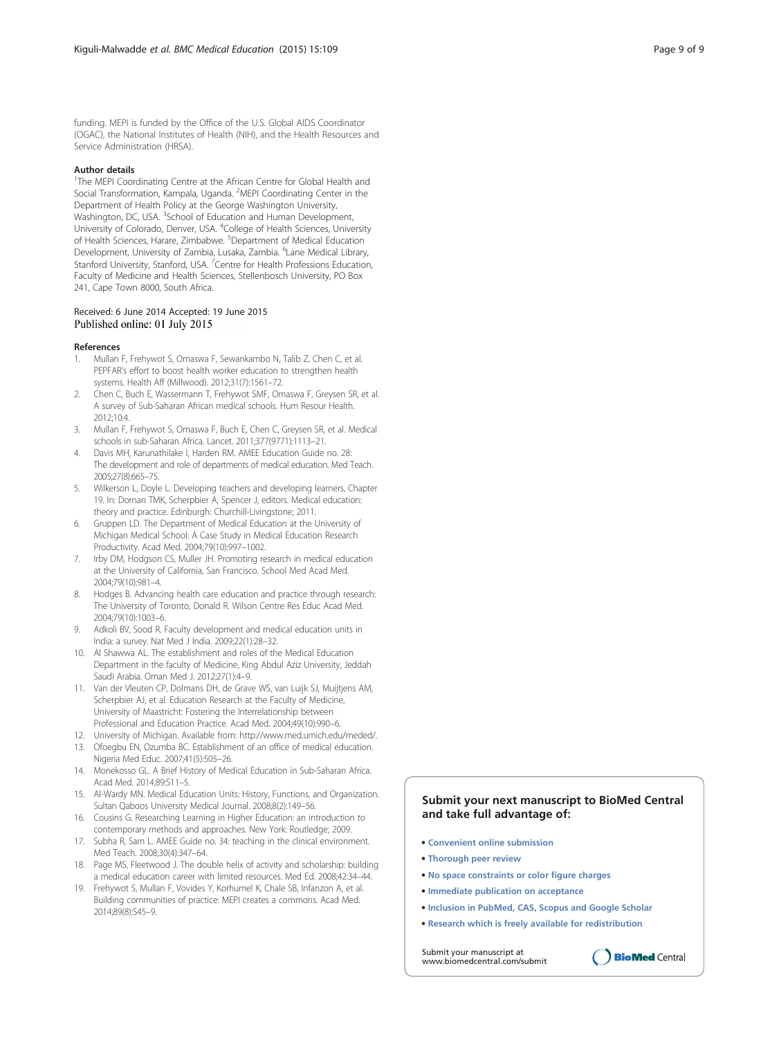funding. MEPI is funded by the Office of the U.S. Global AIDS Coordinator (OGAC), the National Institutes of Health (NIH), and the Health Resources and Service Administration (HRSA).

### Author details

[1]The MEPI Coordinating Centre at the African Centre for Global Health and Social Transformation, Kampala, Uganda. [2]MEPI Coordinating Center in the Department of Health Policy at the George Washington University, Washington, DC, USA. [3]School of Education and Human Development, University of Colorado, Denver, USA. [4]College of Health Sciences, University of Health Sciences, Harare, Zimbabwe. [5]Department of Medical Education Development, University of Zambia, Lusaka, Zambia. [6]Lane Medical Library, Stanford University, Stanford, USA. [7]Centre for Health Professions Education, Faculty of Medicine and Health Sciences, Stellenbosch University, PO Box 241, Cape Town 8000, South Africa.

Received: 6 June 2014 Accepted: 19 June 2015
Published online: 01 July 2015

### References

1. Mullan F, Frehywot S, Omaswa F, Sewankambo N, Talib Z, Chen C, et al. PEPFAR's effort to boost health worker education to strengthen health systems. Health Aff (Millwood). 2012;31(7):1561–72.
2. Chen C, Buch E, Wassermann T, Frehywot SMF, Omaswa F, Greysen SR, et al. A survey of Sub-Saharan African medical schools. Hum Resour Health. 2012;10:4.
3. Mullan F, Frehywot S, Omaswa F, Buch E, Chen C, Greysen SR, et al. Medical schools in sub-Saharan Africa. Lancet. 2011;377(9771):1113–21.
4. Davis MH, Karunathilake I, Harden RM. AMEE Education Guide no. 28: The development and role of departments of medical education. Med Teach. 2005;27(8):665–75.
5. Wilkerson L, Doyle L. Developing teachers and developing learners, Chapter 19. In: Dornan TMK, Scherpbier A, Spencer J, editors. Medical education: theory and practice. Edinburgh: Churchill-Livingstone; 2011.
6. Gruppen LD. The Department of Medical Education at the University of Michigan Medical School: A Case Study in Medical Education Research Productivity. Acad Med. 2004;79(10):997–1002.
7. Irby DM, Hodgson CS, Muller JH. Promoting research in medical education at the University of California, San Francisco. School Med Acad Med. 2004;79(10):981–4.
8. Hodges B. Advancing health care education and practice through research: The University of Toronto, Donald R. Wilson Centre Res Educ Acad Med. 2004;79(10):1003–6.
9. Adkoli BV, Sood R. Faculty development and medical education units in India: a survey. Nat Med J India. 2009;22(1):28–32.
10. Al Shawwa AL. The establishment and roles of the Medical Education Department in the faculty of Medicine, King Abdul Aziz University, Jeddah Saudi Arabia. Oman Med J. 2012;27(1):4–9.
11. Van der Vleuten CP, Dolmans DH, de Grave WS, van Luijk SJ, Muijtjens AM, Scherpbier AJ, et al. Education Research at the Faculty of Medicine, University of Maastricht: Fostering the Interrelationship between Professional and Education Practice. Acad Med. 2004;49(10):990–6.
12. University of Michigan. Available from: http://www.med.umich.edu/meded/.
13. Ofoegbu EN, Ozumba BC. Establishment of an office of medical education. Nigeria Med Educ. 2007;41(5):505–26.
14. Monekosso GL. A Brief History of Medical Education in Sub-Saharan Africa. Acad Med. 2014;89:S11–5.
15. Al-Wardy MN. Medical Education Units: History, Functions, and Organization. Sultan Qaboos University Medical Journal. 2008;8(2):149–56.
16. Cousins G. Researching Learning in Higher Education: an introduction to contemporary methods and approaches. New York: Routledge; 2009.
17. Subha R, Sam L. AMEE Guide no. 34: teaching in the clinical environment. Med Teach. 2008;30(4):347–64.
18. Page MS, Fleetwood J. The double helix of activity and scholarship: building a medical education career with limited resources. Med Ed. 2008;42:34–44.
19. Frehywot S, Mullan F, Vovides Y, Korhumel K, Chale SB, Infanzon A, et al. Building communities of practice: MEPI creates a commons. Acad Med. 2014;89(8):S45–9.

**Submit your next manuscript to BioMed Central and take full advantage of:**

- **Convenient online submission**
- **Thorough peer review**
- **No space constraints or color figure charges**
- **Immediate publication on acceptance**
- **Inclusion in PubMed, CAS, Scopus and Google Scholar**
- **Research which is freely available for redistribution**

Submit your manuscript at
www.biomedcentral.com/submit

BioMed Central